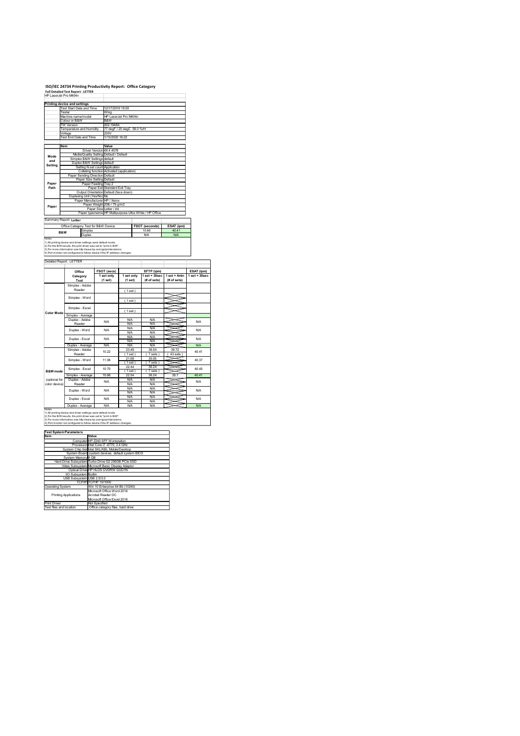# ISO/IEC 24734 Printing Productivity Report: Office Category

**Full Detailed Test Report - LETTER**

HP LaserJet Pro M404n

| Printing device and settings | |
|---|---|
| Test Start Date and Time | 12/17/2019 15:00 |
| Tester | Wing |
| Machine name/model | HP LaserJet Pro M404n |
| Colour or B&W | B&W |
| FW Version | 002.1948A |
| Temperature and Humidity | 77 degF / 25 degC 58.0 %rH |
| Voltage | 220V |
| Test End Date and Time | 1/13/2020 16:22 |

| | Item | Value |
|---|---|---|
| Mode and Setting | Driver Version | 48.4.4578 |
| | Media/Quality Setting | Default / Default |
| | Simplex B&W Settings | default |
| | Duplex B&W Settings | default |
| | Setting N set count | Application |
| | Collating function | Activated (application) |
| Paper Path | Paper Sending Direction | Default |
| | Paper Size Setting | Default |
| | Paper Feeding | Tray 2 |
| | Paper Exit | Standard Exit Tray |
| | Output Orientation | Default (face down) |
| | Duplexing Unit (Yes/No) | No |
| Paper | Paper Manufacturer | HP / Xerox |
| | Paper Weight | 20lb / 75 g/m2 |
| | Paper Size | Letter / A4 |
| | Paper type/name | HP Multipurpose Ultra White / HP Office |

Summary Report: **Letter**

| Office Category Test for B&W Device | | FSOT (seconds) | ESAT (ipm) |
|---|---|---|---|
| B&W | Simplex | 10.66 | 40.41 |
| | Duplex | N/A | N/A |

Notes
1) All printing device and driver settings were default mode.
2) For the B/W results, the print driver was set to "print in B/W".
3) For more information see http://www.hp.com/go/printerclaims.
4) Port monitor not configured to follow device if the IP address changes.

Detailed Report: LETTER

| | Office Category Test | FSOT (secs) 1 set only (1 set) | EFTP (ipm) 1 set only (1 set) | EFTP (ipm) 1 set + 30sec (# of sets) | EFTP (ipm) 1 set + 4min (# of sets) | ESAT (ipm) 1 set + 30sec |
|---|---|---|---|---|---|---|
| Color Mode | Simplex - Adobe Reader | | (1 set) | | | |
| | Simplex - Word | | (1 set) | | | |
| | Simplex - Excel | | (1 set) | | | |
| | Simplex - Average | | | | | |
| | Duplex - Adobe Reader | N/A | N/A N/A | N/A N/A | | N/A |
| | Duplex - Word | N/A | N/A N/A | N/A N/A | | N/A |
| | Duplex - Excel | N/A | N/A N/A | N/A N/A | | N/A |
| | Duplex - Average | N/A | N/A | N/A | | N/A |
| B&W mode (optional for color device) | Simplex - Adobe Reader | 10.22 | 23.49 (1 set) | 36.54 (7 sets) | 39.72 (43 sets) | 40.41 |
| | Simplex - Word | 11.06 | 21.69 (1 set) | 35.95 (7 sets) | | 40.37 |
| | Simplex - Excel | 10.70 | 22.44 (1 set) | 36.24 (7 sets) | | 40.45 |
| | Simplex - Average | 10.66 | 22.54 | 36.24 | 39.7 | 40.41 |
| | Duplex - Adobe Reader | N/A | N/A N/A | N/A N/A | | N/A |
| | Duplex - Word | N/A | N/A N/A | N/A N/A | | N/A |
| | Duplex - Excel | N/A | N/A N/A | N/A N/A | | N/A |
| | Duplex - Average | N/A | N/A | N/A | | N/A |

Notes
1) All printing device and driver settings were default mode.
2) For the B/W results, the print driver was set to "print in B/W".
3) For more information see http://www.hp.com/go/printerclaims.
4) Port monitor not configured to follow device if the IP address changes.

| Test System Parameters | |
|---|---|
| **Item** | **Value** |
| Computer | HP Z240 SFF Workstation |
| Processor | Intel Core i7 -6770, 3.4 GHz |
| System Chip Set | Intel SKL/KBL Mobile/Desktop |
| System Board | system devices, default system BIOS |
| System Memory | 8 GB |
| Hard Drive Subsystem | Turbo Drive G2 256GB PCIe SSD |
| Video Subsystem | Microsoft Basic Display Adaptor |
| Optical Drive | HP HLDS DVDRW GUD1N |
| I/O Subsystem | Builtin |
| USB Subsystem | USB 2.0/3.0 |
| TCP/IP | TCP/IP 10/1000 |
| Operating System | Win 10 Enterprise 64 Bit (10240) |
| Printing Applications | Microsoft Office Word 2016<br>Acrobat Reader DC<br>Microsoft Office Excel 2016 |
| Print Driver | Not Specified |
| Test files and location | Office category files, hard drive |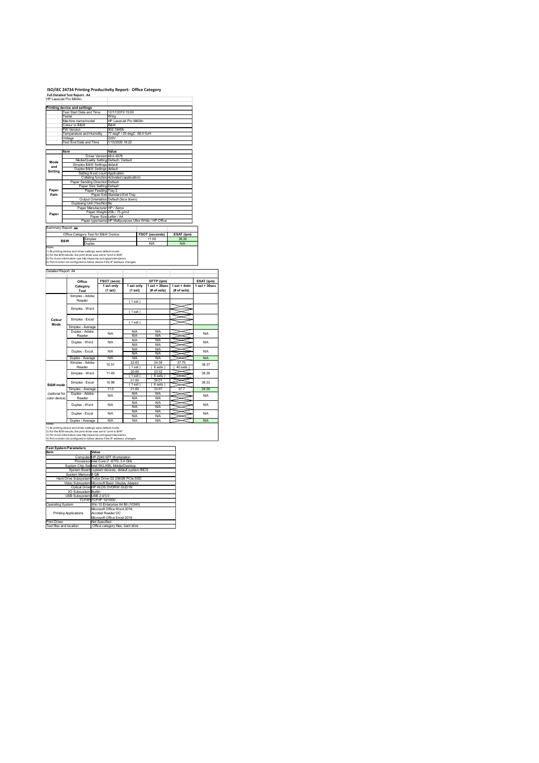# ISO/IEC 24734 Printing Productivity Report: Office Category

**Full Detailed Test Report - A4**

HP LaserJet Pro M404n

| Printing device and settings | |
|---|---|
| Test Start Date and Time | 12/17/2019 15:00 |
| Tester | Wing |
| Machine name/model | HP LaserJet Pro M404n |
| Colour or B&W | B&W |
| FW Version | 002.1948A |
| Temperature and Humidity | 77 degF / 25 degC 58.0 %rH |
| Voltage | 220V |
| Test End Date and Time | 1/13/2020 16:22 |

| | Item | Value |
|---|---|---|
| Mode and Setting | Driver Version | 48.4.4578 |
| | Media/Quality Setting | Default / Default |
| | Simplex B&W Settings | default |
| | Duplex B&W Settings | default |
| | Setting N set count | Application |
| | Collating function | Activated (application) |
| Paper Path | Paper Sending Direction | Default |
| | Paper Size Setting | Default |
| | Paper Feeding | Tray 2 |
| | Paper Exit | Standard Exit Tray |
| | Output Orientation | Default (face down) |
| | Duplexing Unit (Yes/No) | No |
| Paper | Paper Manufacturer | HP / Xerox |
| | Paper Weight | 20lb / 75 g/m2 |
| | Paper Size | Letter / A4 |
| | Paper type/name | HP Multipurpose Ultra White / HP Office |

Summary Report: **A4**

| Office Category Test for B&W Device | | FSOT (seconds) | ESAT (ipm) |
|---|---|---|---|
| B&W | Simplex | 11.00 | 38.36 |
| | Duplex | N/A | N/A |

Notes
1) All printing device and driver settings were default mode.
2) For the B/W results, the print driver was set to "print in B/W".
3) For more information see http://www.hp.com/go/printerclaims.
4) Port monitor not configured to follow device if the IP address changes.

Detailed Report: A4

| | Office Category Test | FSOT (secs) 1 set only (1 set) | EFTP (ipm) 1 set only (1 set) | EFTP (ipm) 1 set + 30sec (# of sets) | EFTP (ipm) 1 set + 4min (# of sets) | ESAT (ipm) 1 set + 30sec |
|---|---|---|---|---|---|---|
| Colour Mode | Simplex - Adobe Reader | | ( 1 set ) | | | |
| | Simplex - Word | | ( 1 set ) | | | |
| | Simplex - Excel | | ( 1 set ) | | | |
| | Simplex - Average | | | | | |
| | Duplex - Adobe Reader | N/A | N/A / N/A | N/A / N/A | | N/A |
| | Duplex - Word | N/A | N/A / N/A | N/A / N/A | | N/A |
| | Duplex - Excel | N/A | N/A / N/A | N/A / N/A | | N/A |
| | Duplex - Average | N/A | N/A | N/A | | N/A |
| B&W mode (optional for color device) | Simplex - Adobe Reader | 10.51 | 22.83 ( 1 set ) | 34.38 ( 6 sets ) | 37.70 ( 40 sets ) | 38.37 |
| | Simplex - Word | 11.49 | 20.89 ( 1 set ) | 33.52 ( 6 sets ) | | 38.39 |
| | Simplex - Excel | 10.98 | 21.85 ( 1 set ) | 34.01 ( 6 sets ) | | 38.33 |
| | Simplex - Average | 11.0 | 21.85 | 33.97 | 37.7 | 38.36 |
| | Duplex - Adobe Reader | N/A | N/A / N/A | N/A / N/A | | N/A |
| | Duplex - Word | N/A | N/A / N/A | N/A / N/A | | N/A |
| | Duplex - Excel | N/A | N/A / N/A | N/A / N/A | | N/A |
| | Duplex - Average | N/A | N/A | N/A | | N/A |

Notes
1) All printing device and driver settings were default mode.
2) For the B/W results, the print driver was set to "print in B/W".
3) For more information see http://www.hp.com/go/printerclaims.
4) Port monitor not configured to follow device if the IP address changes.

| Test System Parameters | |
|---|---|
| **Item** | **Value** |
| Computer | HP Z240 SFF Workstation |
| Processor | Intel Core i7 -6770, 3.4 GHz |
| System Chip Set | Intel SKL/KBL Mobile/Desktop |
| System Board | system devices, default system BIOS |
| System Memory | 8 GB |
| Hard Drive Subsystem | Turbo Drive G2 256GB PCIe SSD |
| Video Subsystem | Microsoft Basic Display Adaptor |
| Optical Drive | HP HLDS DVDRW GUD1N |
| I/O Subsystem | Builtin |
| USB Subsystem | USB 2.0/3.0 |
| TCP/IP | TCP/IP 10/1000 |
| Operating System | Win 10 Enterprise 64 Bit (10240) |
| Printing Applications | Microsoft Office Word 2016<br>Acrobat Reader DC<br>Microsoft Office Excel 2016 |
| Print Driver | Not Specified |
| Test files and location | Office category files, hard drive |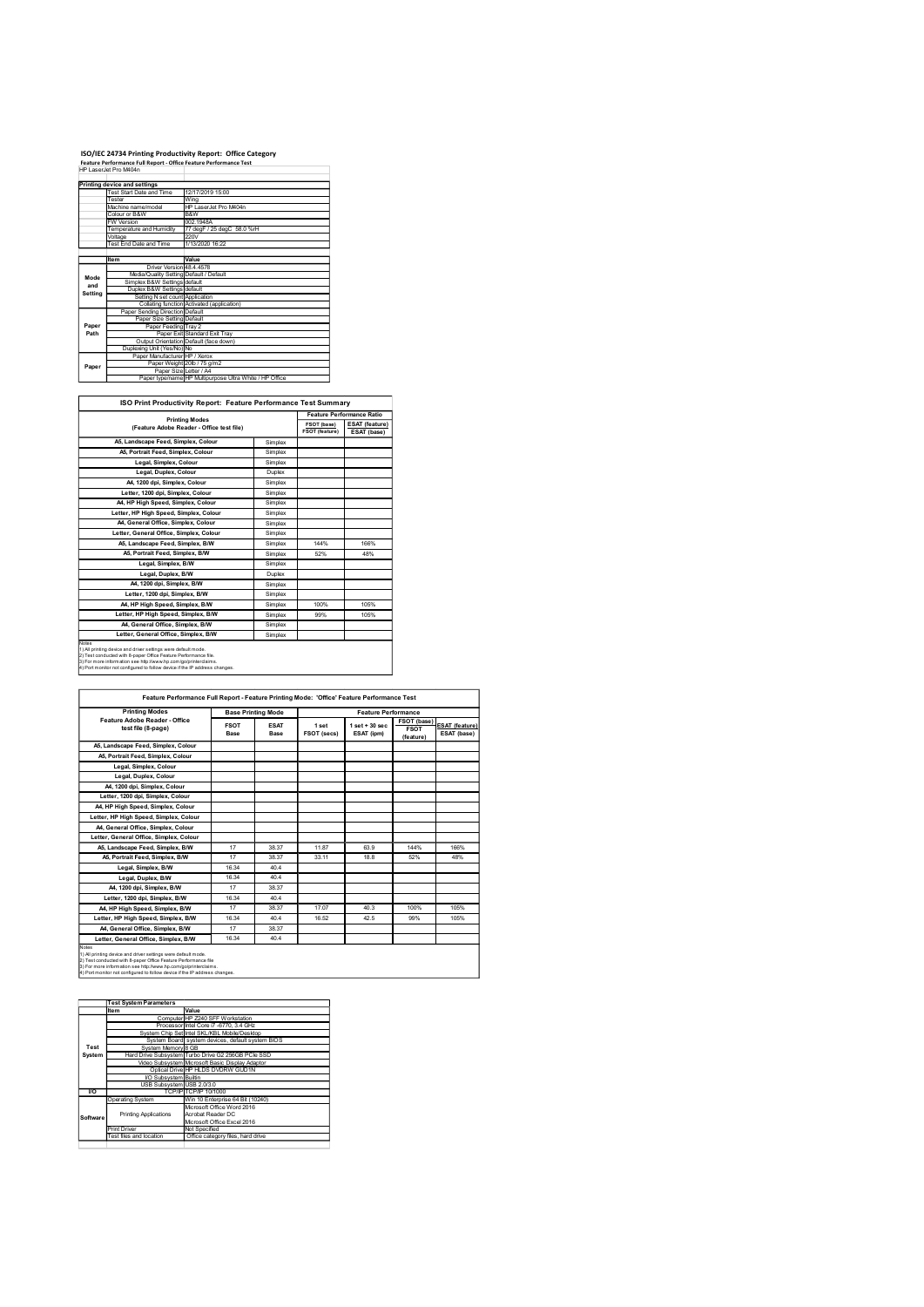# ISO/IEC 24734 Printing Productivity Report: Office Category

**Feature Performance Full Report - Office Feature Performance Test**

HP LaserJet Pro M404n

| Printing device and settings | | |
|---|---|---|
| | Test Start Date and Time | 12/17/2019 15:00 |
| | Tester | Wing |
| | Machine name/model | HP LaserJet Pro M404n |
| | Colour or B&W | B&W |
| | FW Version | 002.1948A |
| | Temperature and Humidity | 77 degF / 25 degC 58.0 %rH |
| | Voltage | 220V |
| | Test End Date and Time | 1/13/2020 16:22 |

| | Item | Value |
|---|---|---|
| Mode and Setting | Driver Version | 48.4.4578 |
| | Media/Quality Setting | Default / Default |
| | Simplex B&W Settings | default |
| | Duplex B&W Settings | default |
| | Setting N set count | Application |
| | Collating function | Activated (application) |
| Paper Path | Paper Sending Direction | Default |
| | Paper Size Setting | Default |
| | Paper Feeding | Tray 2 |
| | Paper Exit | Standard Exit Tray |
| | Output Orientation | Default (face down) |
| | Duplexing Unit (Yes/No) | No |
| Paper | Paper Manufacturer | HP / Xerox |
| | Paper Weight | 20lb / 75 g/m2 |
| | Paper Size | Letter / A4 |
| | Paper type/name | HP Multipurpose Ultra White / HP Office |

## ISO Print Productivity Report: Feature Performance Test Summary

| Printing Modes (Feature Adobe Reader - Office test file) | | Feature Performance Ratio FSOT (base) / FSOT (feature) | ESAT (feature) / ESAT (base) |
|---|---|---|---|
| A5, Landscape Feed, Simplex, Colour | Simplex | | |
| A5, Portrait Feed, Simplex, Colour | Simplex | | |
| Legal, Simplex, Colour | Simplex | | |
| Legal, Duplex, Colour | Duplex | | |
| A4, 1200 dpi, Simplex, Colour | Simplex | | |
| Letter, 1200 dpi, Simplex, Colour | Simplex | | |
| A4, HP High Speed, Simplex, Colour | Simplex | | |
| Letter, HP High Speed, Simplex, Colour | Simplex | | |
| A4, General Office, Simplex, Colour | Simplex | | |
| Letter, General Office, Simplex, Colour | Simplex | | |
| A5, Landscape Feed, Simplex, B/W | Simplex | 144% | 166% |
| A5, Portrait Feed, Simplex, B/W | Simplex | 52% | 48% |
| Legal, Simplex, B/W | Simplex | | |
| Legal, Duplex, B/W | Duplex | | |
| A4, 1200 dpi, Simplex, B/W | Simplex | | |
| Letter, 1200 dpi, Simplex, B/W | Simplex | | |
| A4, HP High Speed, Simplex, B/W | Simplex | 100% | 105% |
| Letter, HP High Speed, Simplex, B/W | Simplex | 99% | 105% |
| A4, General Office, Simplex, B/W | Simplex | | |
| Letter, General Office, Simplex, B/W | Simplex | | |

Notes
1) All printing device and driver settings were default mode.
2) Test conducted with 8-paper Office Feature Performance file.
3) For more information see http://www.hp.com/go/printerclaims.
4) Port monitor not configured to follow device if the IP address changes.

## Feature Performance Full Report - Feature Printing Mode: 'Office' Feature Performance Test

| Printing Modes Feature Adobe Reader - Office test file (8-page) | Base Printing Mode FSOT Base | ESAT Base | Feature Performance 1 set FSOT (secs) | 1 set + 30 sec ESAT (ipm) | FSOT (base) / FSOT (feature) | ESAT (feature) / ESAT (base) |
|---|---|---|---|---|---|---|
| A5, Landscape Feed, Simplex, Colour | | | | | | |
| A5, Portrait Feed, Simplex, Colour | | | | | | |
| Legal, Simplex, Colour | | | | | | |
| Legal, Duplex, Colour | | | | | | |
| A4, 1200 dpi, Simplex, Colour | | | | | | |
| Letter, 1200 dpi, Simplex, Colour | | | | | | |
| A4, HP High Speed, Simplex, Colour | | | | | | |
| Letter, HP High Speed, Simplex, Colour | | | | | | |
| A4, General Office, Simplex, Colour | | | | | | |
| Letter, General Office, Simplex, Colour | | | | | | |
| A5, Landscape Feed, Simplex, B/W | 17 | 38.37 | 11.87 | 63.9 | 144% | 166% |
| A5, Portrait Feed, Simplex, B/W | 17 | 38.37 | 33.11 | 18.8 | 52% | 48% |
| Legal, Simplex, B/W | 16.34 | 40.4 | | | | |
| Legal, Duplex, B/W | 16.34 | 40.4 | | | | |
| A4, 1200 dpi, Simplex, B/W | 17 | 38.37 | | | | |
| Letter, 1200 dpi, Simplex, B/W | 16.34 | 40.4 | | | | |
| A4, HP High Speed, Simplex, B/W | 17 | 38.37 | 17.07 | 40.3 | 100% | 105% |
| Letter, HP High Speed, Simplex, B/W | 16.34 | 40.4 | 16.52 | 42.5 | 99% | 105% |
| A4, General Office, Simplex, B/W | 17 | 38.37 | | | | |
| Letter, General Office, Simplex, B/W | 16.34 | 40.4 | | | | |

Notes
1) All printing device and driver settings were default mode.
2) Test conducted with 8-paper Office Feature Performance file
3) For more information see http://www.hp.com/go/printerclaims.
4) Port monitor not configured to follow device if the IP address changes.

| Test System Parameters | | |
|---|---|---|
| | Item | Value |
| Test System | Computer | HP Z240 SFF Workstation |
| | Processor | Intel Core i7 -6770, 3.4 GHz |
| | System Chip Set | Intel SKL/KBL Mobile/Desktop |
| | System Board | system devices, default system BIOS |
| | System Memory | 8 GB |
| | Hard Drive Subsystem | Turbo Drive G2 256GB PCIe SSD |
| | Video Subsystem | Microsoft Basic Display Adaptor |
| | Optical Drive | HP HLDS DVDRW GUD1N |
| | I/O Subsystem | Builtin |
| | USB Subsystem | USB 2.0/3.0 |
| I/O | TCP/IP | TCP/IP 10/1000 |
| Software | Operating System | Win 10 Enterprise 64 Bit (10240) |
| | Printing Applications | Microsoft Office Word 2016<br>Acrobat Reader DC<br>Microsoft Office Excel 2016 |
| | Print Driver | Not Specified |
| | Test files and location | Office category files, hard drive |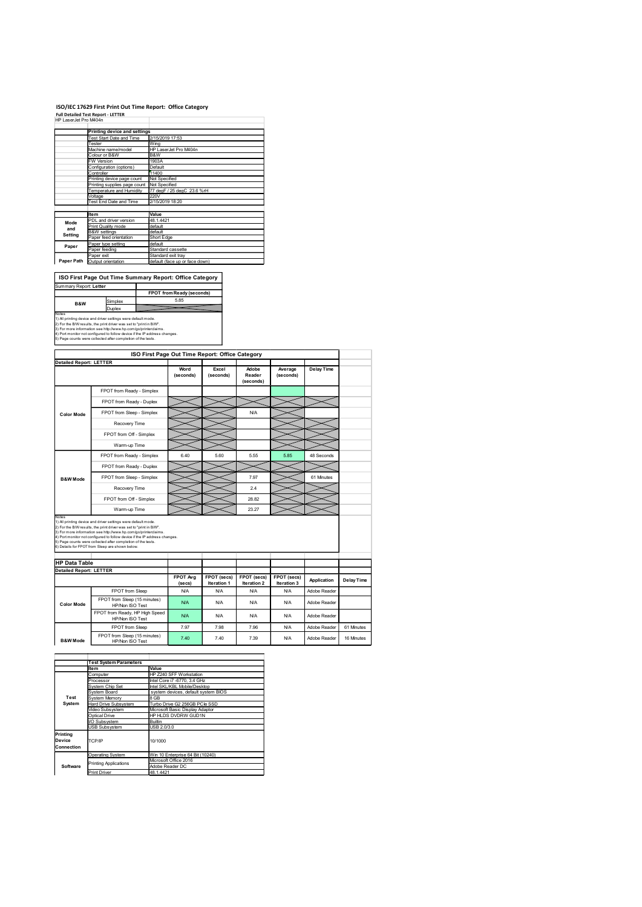# ISO/IEC 17629 First Print Out Time Report: Office Category

**Full Detailed Test Report - LETTER**

HP LaserJet Pro M404n

| | Printing device and settings | |
|---|---|---|
| | Test Start Date and Time | 2/15/2019 17:53 |
| | Tester | Wing |
| | Machine name/model | HP LaserJet Pro M404n |
| | Colour or B&W | B&W |
| | FW Version | 1903A |
| | Configuration (options) | Default |
| | Controller | 11400 |
| | Printing device page count | Not Specified |
| | Printing supplies page count | Not Specified |
| | Temperature and Humidity | 77 degF / 25 degC 23.6 %rH |
| | Voltage | 220V |
| | Test End Date and Time | 2/15/2019 18:20 |

| | Item | Value |
|---|---|---|
| Mode and Setting | PDL and driver version | 48.1.4421 |
| | Print Quality mode | default |
| | B&W settings | default |
| | Paper feed orientation | Short Edge |
| Paper | Paper type setting | default |
| | Paper feeding | Standard cassette |
| | Paper exit | Standard exit tray |
| Paper Path | Output orientation | default (face up or face down) |

## ISO First Page Out Time Summary Report: Office Category

Summary Report: **Letter**

| | | FPOT from Ready (seconds) |
|---|---|---|
| B&W | Simplex | 5.85 |
| | Duplex | |

Notes
1) All printing device and driver settings were default mode.
2) For the B/W results, the print driver was set to "print in B/W".
3) For more information see http://www.hp.com/go/printerclaims.
4) Port monitor not configured to follow device if the IP address changes.
5) Page counts were collected after completion of the tests.

## ISO First Page Out Time Report: Office Category

**Detailed Report: LETTER**

| | | Word (seconds) | Excel (seconds) | Adobe Reader (seconds) | Average (seconds) | Delay Time |
|---|---|---|---|---|---|---|
| Color Mode | FPOT from Ready - Simplex | | | | | |
| | FPOT from Ready - Duplex | | | | | |
| | FPOT from Sleep - Simplex | | | N/A | | |
| | Recovery Time | | | | | |
| | FPOT from Off - Simplex | | | | | |
| | Warm-up Time | | | | | |
| B&W Mode | FPOT from Ready - Simplex | 6.40 | 5.60 | 5.55 | 5.85 | 48 Seconds |
| | FPOT from Ready - Duplex | | | | | |
| | FPOT from Sleep - Simplex | | | 7.97 | | 61 Minutes |
| | Recovery Time | | | 2.4 | | |
| | FPOT from Off - Simplex | | | 28.82 | | |
| | Warm-up Time | | | 23.27 | | |

Notes
1) All printing device and driver settings were default mode.
2) For the B/W results, the print driver was set to "print in B/W".
3) For more information see http://www.hp.com/go/printerclaims.
4) Port monitor not configured to follow device if the IP address changes.
5) Page counts were collected after completion of the tests.
6) Details for FPOT from Sleep are shown below.

## HP Data Table

**Detailed Report: LETTER**

| | | FPOT Avg (secs) | FPOT (secs) Iteration 1 | FPOT (secs) Iteration 2 | FPOT (secs) Iteration 3 | Application | Delay Time |
|---|---|---|---|---|---|---|---|
| Color Mode | FPOT from Sleep | N/A | N/A | N/A | N/A | Adobe Reader | |
| | FPOT from Sleep (15 minutes) HP/Non ISO Test | N/A | N/A | N/A | N/A | Adobe Reader | |
| | FPOT from Ready, HP High Speed HP/Non ISO Test | N/A | N/A | N/A | N/A | Adobe Reader | |
| B&W Mode | FPOT from Sleep | 7.97 | 7.98 | 7.96 | N/A | Adobe Reader | 61 Minutes |
| | FPOT from Sleep (15 minutes) HP/Non ISO Test | 7.40 | 7.40 | 7.39 | N/A | Adobe Reader | 16 Minutes |

| | Test System Parameters | |
|---|---|---|
| | Item | Value |
| Test System | Computer | HP Z240 SFF Workstation |
| | Processor | Intel Core i7 -6770, 3.4 GHz |
| | System Chip Set | Intel SKL/KBL Mobile/Desktop |
| | System Board | system devices, default system BIOS |
| | System Memory | 8 GB |
| | Hard Drive Subsystem | Turbo Drive G2 256GB PCIe SSD |
| | Video Subsystem | Microsoft Basic Display Adaptor |
| | Optical Drive | HP HLDS DVDRW GUD1N |
| | I/O Subsystem | Builtin |
| | USB Subsystem | USB 2.0/3.0 |
| Printing Device Connection | TCP/IP | 10/1000 |
| Software | Operating System | Win 10 Enterprise 64 Bit (10240) |
| | Printing Applications | Microsoft Office 2016 |
| | | Adobe Reader DC |
| | Print Driver | 48.1.4421 |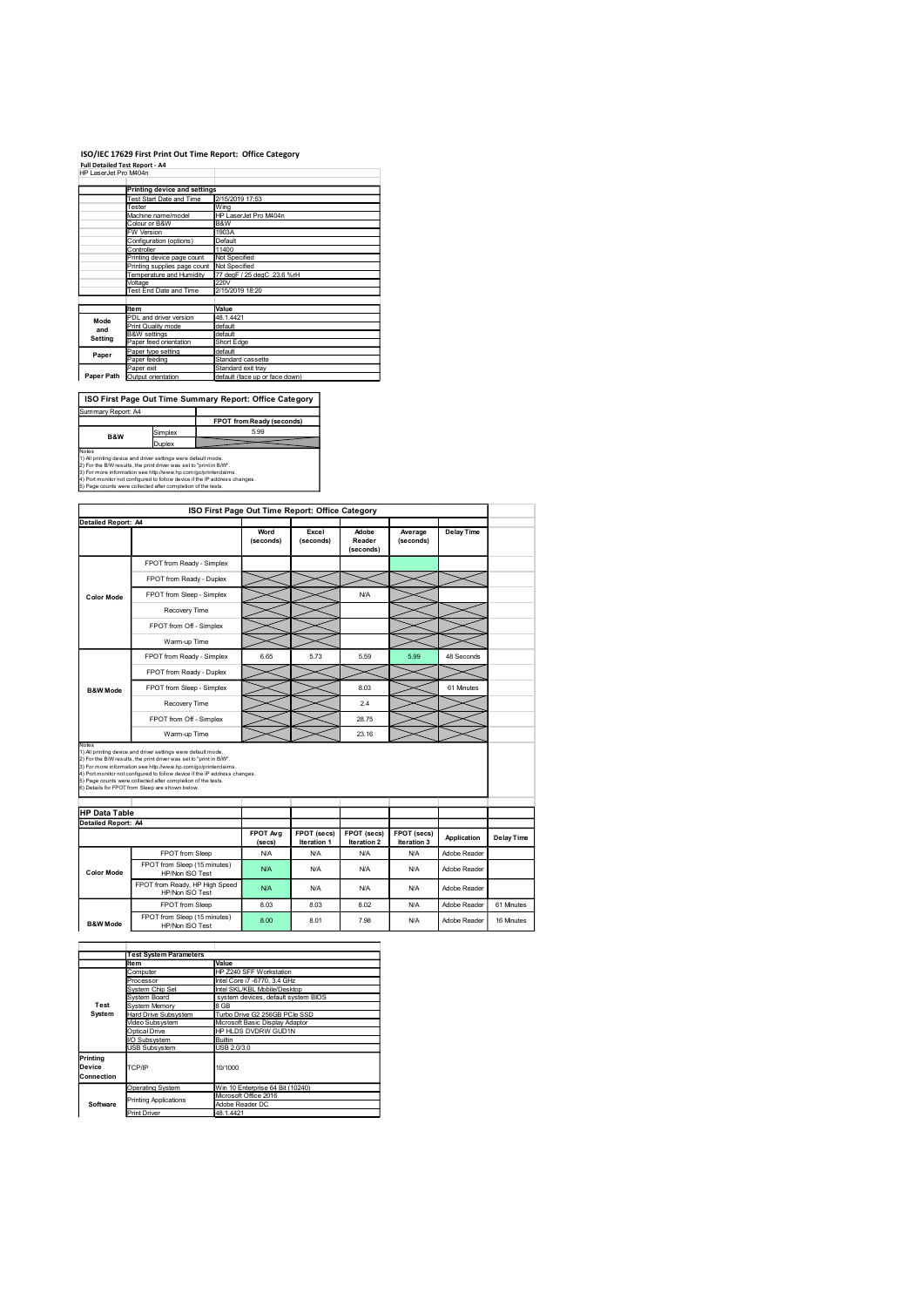# ISO/IEC 17629 First Print Out Time Report: Office Category

**Full Detailed Test Report - A4**

HP LaserJet Pro M404n

| | Printing device and settings | |
|---|---|---|
| | Test Start Date and Time | 2/15/2019 17:53 |
| | Tester | Wing |
| | Machine name/model | HP LaserJet Pro M404n |
| | Colour or B&W | B&W |
| | FW Version | 1903A |
| | Configuration (options) | Default |
| | Controller | 11400 |
| | Printing device page count | Not Specified |
| | Printing supplies page count | Not Specified |
| | Temperature and Humidity | 77 degF / 25 degC 23.6 %rH |
| | Voltage | 220V |
| | Test End Date and Time | 2/15/2019 18:20 |

| | Item | Value |
|---|---|---|
| Mode and Setting | PDL and driver version | 48.1.4421 |
| | Print Quality mode | default |
| | B&W settings | default |
| | Paper feed orientation | Short Edge |
| Paper | Paper type setting | default |
| | Paper feeding | Standard cassette |
| | Paper exit | Standard exit tray |
| Paper Path | Output orientation | default (face up or face down) |

## ISO First Page Out Time Summary Report: Office Category

| Summary Report: A4 | | |
|---|---|---|
| | | FPOT from Ready (seconds) |
| B&W | Simplex | 5.99 |
| | Duplex | |

Notes
1) All printing device and driver settings were default mode.
2) For the B/W results, the print driver was set to "print in B/W".
3) For more information see http://www.hp.com/go/printerclaims.
4) Port monitor not configured to follow device if the IP address changes.
5) Page counts were collected after completion of the tests.

## ISO First Page Out Time Report: Office Category

| Detailed Report: A4 | | Word (seconds) | Excel (seconds) | Adobe Reader (seconds) | Average (seconds) | Delay Time |
|---|---|---|---|---|---|---|
| Color Mode | FPOT from Ready - Simplex | | | | | |
| | FPOT from Ready - Duplex | | | | | |
| | FPOT from Sleep - Simplex | | | N/A | | |
| | Recovery Time | | | | | |
| | FPOT from Off - Simplex | | | | | |
| | Warm-up Time | | | | | |
| B&W Mode | FPOT from Ready - Simplex | 6.65 | 5.73 | 5.59 | 5.99 | 48 Seconds |
| | FPOT from Ready - Duplex | | | | | |
| | FPOT from Sleep - Simplex | | | 8.03 | | 61 Minutes |
| | Recovery Time | | | 2.4 | | |
| | FPOT from Off - Simplex | | | 28.75 | | |
| | Warm-up Time | | | 23.16 | | |

Notes
1) All printing device and driver settings were default mode.
2) For the B/W results, the print driver was set to "print in B/W".
3) For more information see http://www.hp.com/go/printerclaims.
4) Port monitor not configured to follow device if the IP address changes.
5) Page counts were collected after completion of the tests.
6) Details for FPOT from Sleep are shown below.

## HP Data Table

| Detailed Report: A4 | | FPOT Avg (secs) | FPOT (secs) Iteration 1 | FPOT (secs) Iteration 2 | FPOT (secs) Iteration 3 | Application | Delay Time |
|---|---|---|---|---|---|---|---|
| Color Mode | FPOT from Sleep | N/A | N/A | N/A | N/A | Adobe Reader | |
| | FPOT from Sleep (15 minutes) HP/Non ISO Test | N/A | N/A | N/A | N/A | Adobe Reader | |
| | FPOT from Ready, HP High Speed HP/Non ISO Test | N/A | N/A | N/A | N/A | Adobe Reader | |
| B&W Mode | FPOT from Sleep | 8.03 | 8.03 | 8.02 | N/A | Adobe Reader | 61 Minutes |
| | FPOT from Sleep (15 minutes) HP/Non ISO Test | 8.00 | 8.01 | 7.98 | N/A | Adobe Reader | 16 Minutes |

| | Test System Parameters | |
|---|---|---|
| | Item | Value |
| Test System | Computer | HP Z240 SFF Workstation |
| | Processor | Intel Core i7 -6770, 3.4 GHz |
| | System Chip Set | Intel SKL/KBL Mobile/Desktop |
| | System Board | system devices, default system BIOS |
| | System Memory | 8 GB |
| | Hard Drive Subsystem | Turbo Drive G2 256GB PCIe SSD |
| | Video Subsystem | Microsoft Basic Display Adaptor |
| | Optical Drive | HP HLDS DVDRW GUD1N |
| | I/O Subsystem | Builtin |
| | USB Subsystem | USB 2.0/3.0 |
| Printing Device Connection | TCP/IP | 10/1000 |
| Software | Operating System | Win 10 Enterprise 64 Bit (10240) |
| | Printing Applications | Microsoft Office 2016 |
| | | Adobe Reader DC |
| | Print Driver | 48.1.4421 |